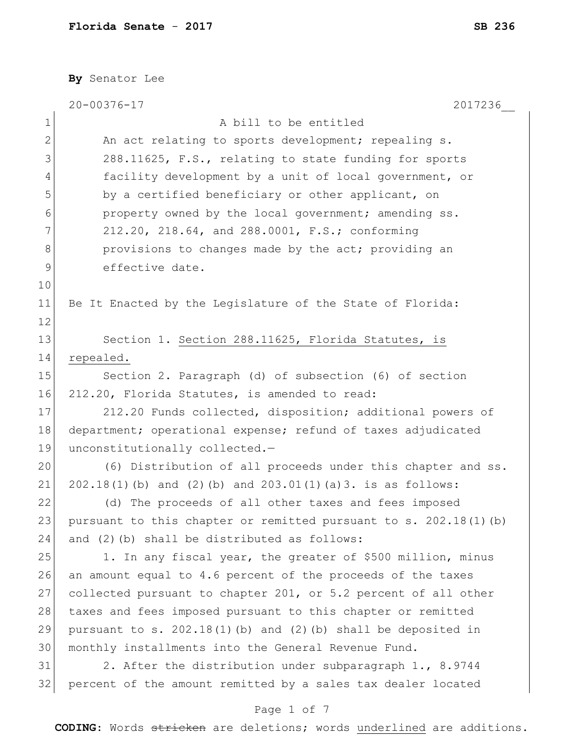**Florida Senate - 2017** **SB 236**

**By** Senator Lee

20-00376-17 2017236__

A bill to be entitled

An act relating to sports development; repealing s. 288.11625, F.S., relating to state funding for sports facility development by a unit of local government, or by a certified beneficiary or other applicant, on property owned by the local government; amending ss. 212.20, 218.64, and 288.0001, F.S.; conforming provisions to changes made by the act; providing an effective date.

Be It Enacted by the Legislature of the State of Florida:

Section 1. Section 288.11625, Florida Statutes, is repealed.

Section 2. Paragraph (d) of subsection (6) of section 212.20, Florida Statutes, is amended to read:

212.20 Funds collected, disposition; additional powers of department; operational expense; refund of taxes adjudicated unconstitutionally collected.—

(6) Distribution of all proceeds under this chapter and ss. 202.18(1)(b) and (2)(b) and 203.01(1)(a)3. is as follows:

(d) The proceeds of all other taxes and fees imposed pursuant to this chapter or remitted pursuant to s. 202.18(1)(b) and (2)(b) shall be distributed as follows:

1. In any fiscal year, the greater of $500 million, minus an amount equal to 4.6 percent of the proceeds of the taxes collected pursuant to chapter 201, or 5.2 percent of all other taxes and fees imposed pursuant to this chapter or remitted pursuant to s. 202.18(1)(b) and (2)(b) shall be deposited in monthly installments into the General Revenue Fund.

2. After the distribution under subparagraph 1., 8.9744 percent of the amount remitted by a sales tax dealer located

**CODING:** Words ~~stricken~~ are deletions; words underlined are additions.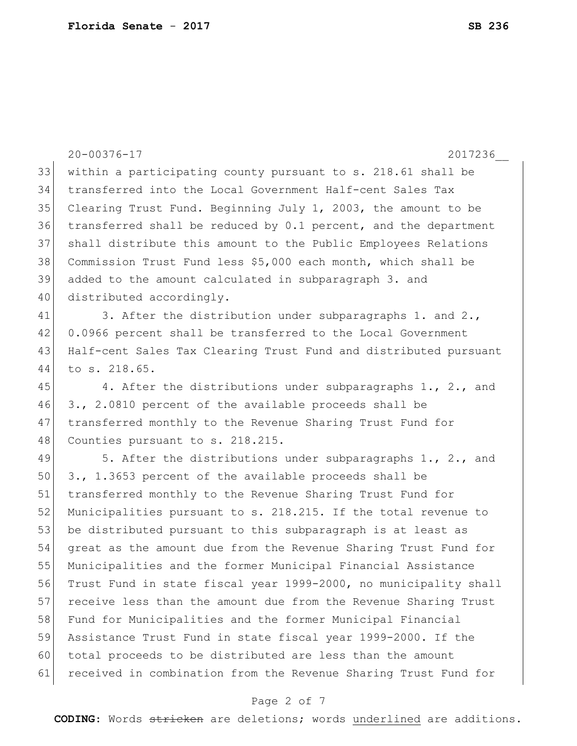within a participating county pursuant to s. 218.61 shall be transferred into the Local Government Half-cent Sales Tax Clearing Trust Fund. Beginning July 1, 2003, the amount to be transferred shall be reduced by 0.1 percent, and the department shall distribute this amount to the Public Employees Relations Commission Trust Fund less $5,000 each month, which shall be added to the amount calculated in subparagraph 3. and distributed accordingly.

3. After the distribution under subparagraphs 1. and 2., 0.0966 percent shall be transferred to the Local Government Half-cent Sales Tax Clearing Trust Fund and distributed pursuant to s. 218.65.

4. After the distributions under subparagraphs 1., 2., and 3., 2.0810 percent of the available proceeds shall be transferred monthly to the Revenue Sharing Trust Fund for Counties pursuant to s. 218.215.

5. After the distributions under subparagraphs 1., 2., and 3., 1.3653 percent of the available proceeds shall be transferred monthly to the Revenue Sharing Trust Fund for Municipalities pursuant to s. 218.215. If the total revenue to be distributed pursuant to this subparagraph is at least as great as the amount due from the Revenue Sharing Trust Fund for Municipalities and the former Municipal Financial Assistance Trust Fund in state fiscal year 1999-2000, no municipality shall receive less than the amount due from the Revenue Sharing Trust Fund for Municipalities and the former Municipal Financial Assistance Trust Fund in state fiscal year 1999-2000. If the total proceeds to be distributed are less than the amount received in combination from the Revenue Sharing Trust Fund for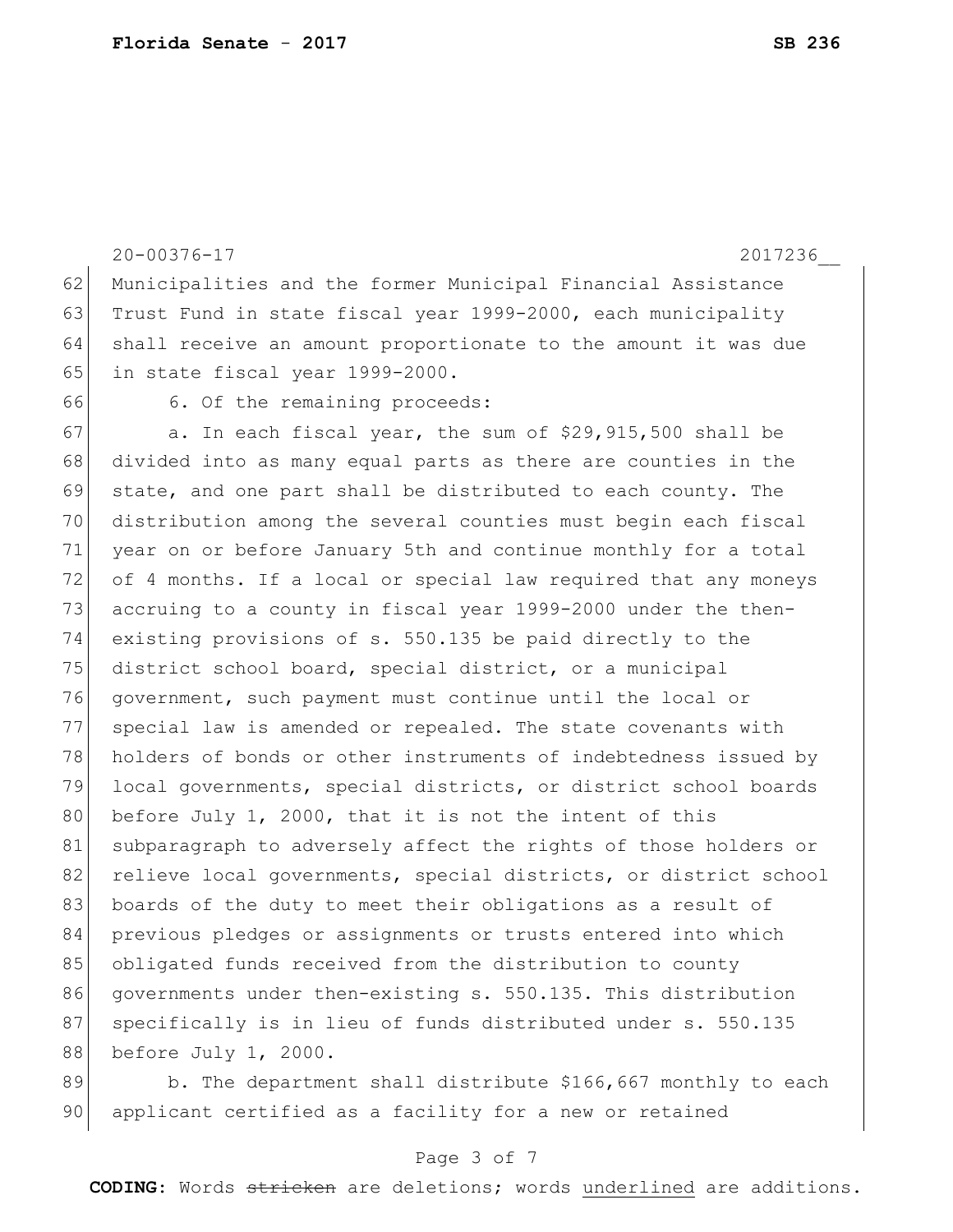Municipalities and the former Municipal Financial Assistance Trust Fund in state fiscal year 1999-2000, each municipality shall receive an amount proportionate to the amount it was due in state fiscal year 1999-2000.

6. Of the remaining proceeds:

a. In each fiscal year, the sum of $29,915,500 shall be divided into as many equal parts as there are counties in the state, and one part shall be distributed to each county. The distribution among the several counties must begin each fiscal year on or before January 5th and continue monthly for a total of 4 months. If a local or special law required that any moneys accruing to a county in fiscal year 1999-2000 under the then-existing provisions of s. 550.135 be paid directly to the district school board, special district, or a municipal government, such payment must continue until the local or special law is amended or repealed. The state covenants with holders of bonds or other instruments of indebtedness issued by local governments, special districts, or district school boards before July 1, 2000, that it is not the intent of this subparagraph to adversely affect the rights of those holders or relieve local governments, special districts, or district school boards of the duty to meet their obligations as a result of previous pledges or assignments or trusts entered into which obligated funds received from the distribution to county governments under then-existing s. 550.135. This distribution specifically is in lieu of funds distributed under s. 550.135 before July 1, 2000.

b. The department shall distribute $166,667 monthly to each applicant certified as a facility for a new or retained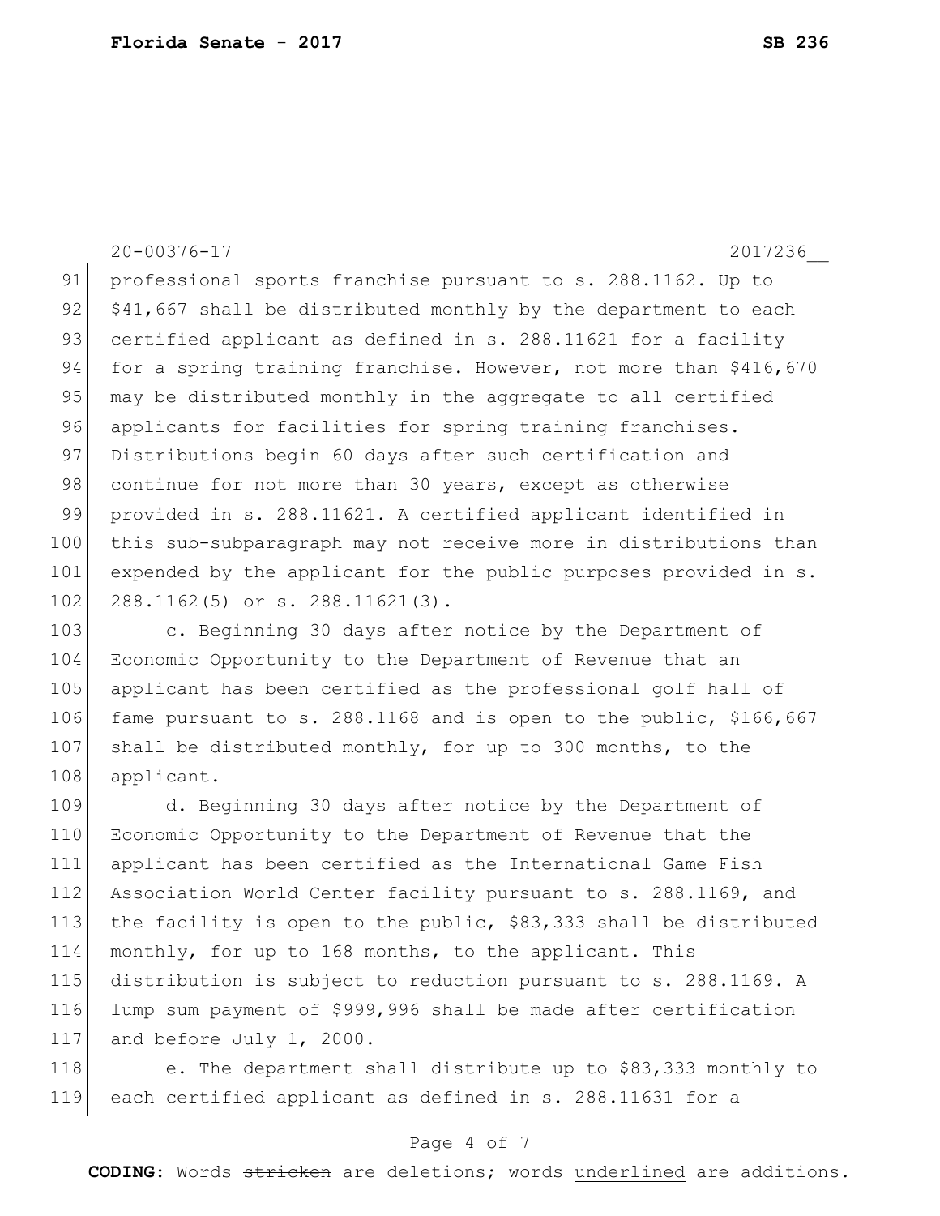professional sports franchise pursuant to s. 288.1162. Up to $41,667 shall be distributed monthly by the department to each certified applicant as defined in s. 288.11621 for a facility for a spring training franchise. However, not more than $416,670 may be distributed monthly in the aggregate to all certified applicants for facilities for spring training franchises. Distributions begin 60 days after such certification and continue for not more than 30 years, except as otherwise provided in s. 288.11621. A certified applicant identified in this sub-subparagraph may not receive more in distributions than expended by the applicant for the public purposes provided in s. 288.1162(5) or s. 288.11621(3).

c. Beginning 30 days after notice by the Department of Economic Opportunity to the Department of Revenue that an applicant has been certified as the professional golf hall of fame pursuant to s. 288.1168 and is open to the public, $166,667 shall be distributed monthly, for up to 300 months, to the applicant.

d. Beginning 30 days after notice by the Department of Economic Opportunity to the Department of Revenue that the applicant has been certified as the International Game Fish Association World Center facility pursuant to s. 288.1169, and the facility is open to the public, $83,333 shall be distributed monthly, for up to 168 months, to the applicant. This distribution is subject to reduction pursuant to s. 288.1169. A lump sum payment of $999,996 shall be made after certification and before July 1, 2000.

e. The department shall distribute up to $83,333 monthly to each certified applicant as defined in s. 288.11631 for a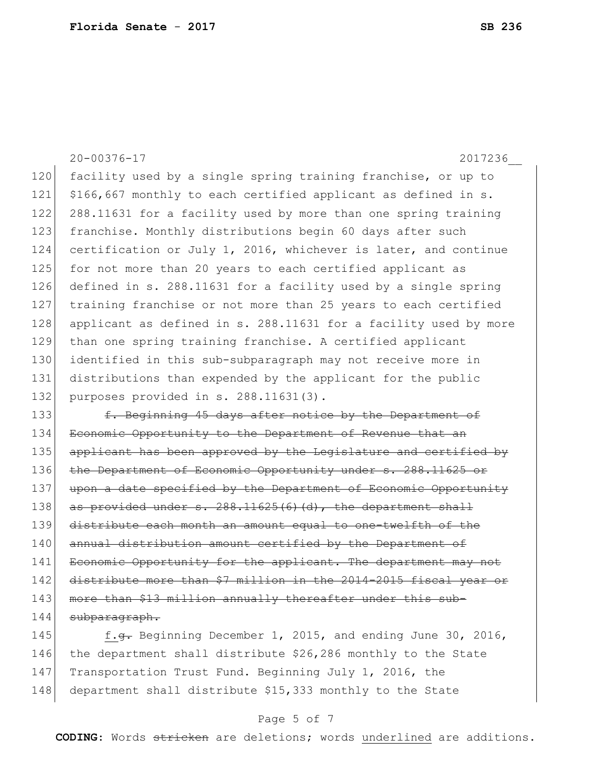20-00376-17 2017236__

120 facility used by a single spring training franchise, or up to
121 $166,667 monthly to each certified applicant as defined in s.
122 288.11631 for a facility used by more than one spring training
123 franchise. Monthly distributions begin 60 days after such
124 certification or July 1, 2016, whichever is later, and continue
125 for not more than 20 years to each certified applicant as
126 defined in s. 288.11631 for a facility used by a single spring
127 training franchise or not more than 25 years to each certified
128 applicant as defined in s. 288.11631 for a facility used by more
129 than one spring training franchise. A certified applicant
130 identified in this sub-subparagraph may not receive more in
131 distributions than expended by the applicant for the public
132 purposes provided in s. 288.11631(3).

133 ~~f. Beginning 45 days after notice by the Department of~~
134 ~~Economic Opportunity to the Department of Revenue that an~~
135 ~~applicant has been approved by the Legislature and certified by~~
136 ~~the Department of Economic Opportunity under s. 288.11625 or~~
137 ~~upon a date specified by the Department of Economic Opportunity~~
138 ~~as provided under s. 288.11625(6)(d), the department shall~~
139 ~~distribute each month an amount equal to one-twelfth of the~~
140 ~~annual distribution amount certified by the Department of~~
141 ~~Economic Opportunity for the applicant. The department may not~~
142 ~~distribute more than $7 million in the 2014-2015 fiscal year or~~
143 ~~more than $13 million annually thereafter under this sub-~~
144 ~~subparagraph.~~

145 <u>f.</u>~~g.~~ Beginning December 1, 2015, and ending June 30, 2016,
146 the department shall distribute $26,286 monthly to the State
147 Transportation Trust Fund. Beginning July 1, 2016, the
148 department shall distribute $15,333 monthly to the State

**CODING:** Words ~~stricken~~ are deletions; words <u>underlined</u> are additions.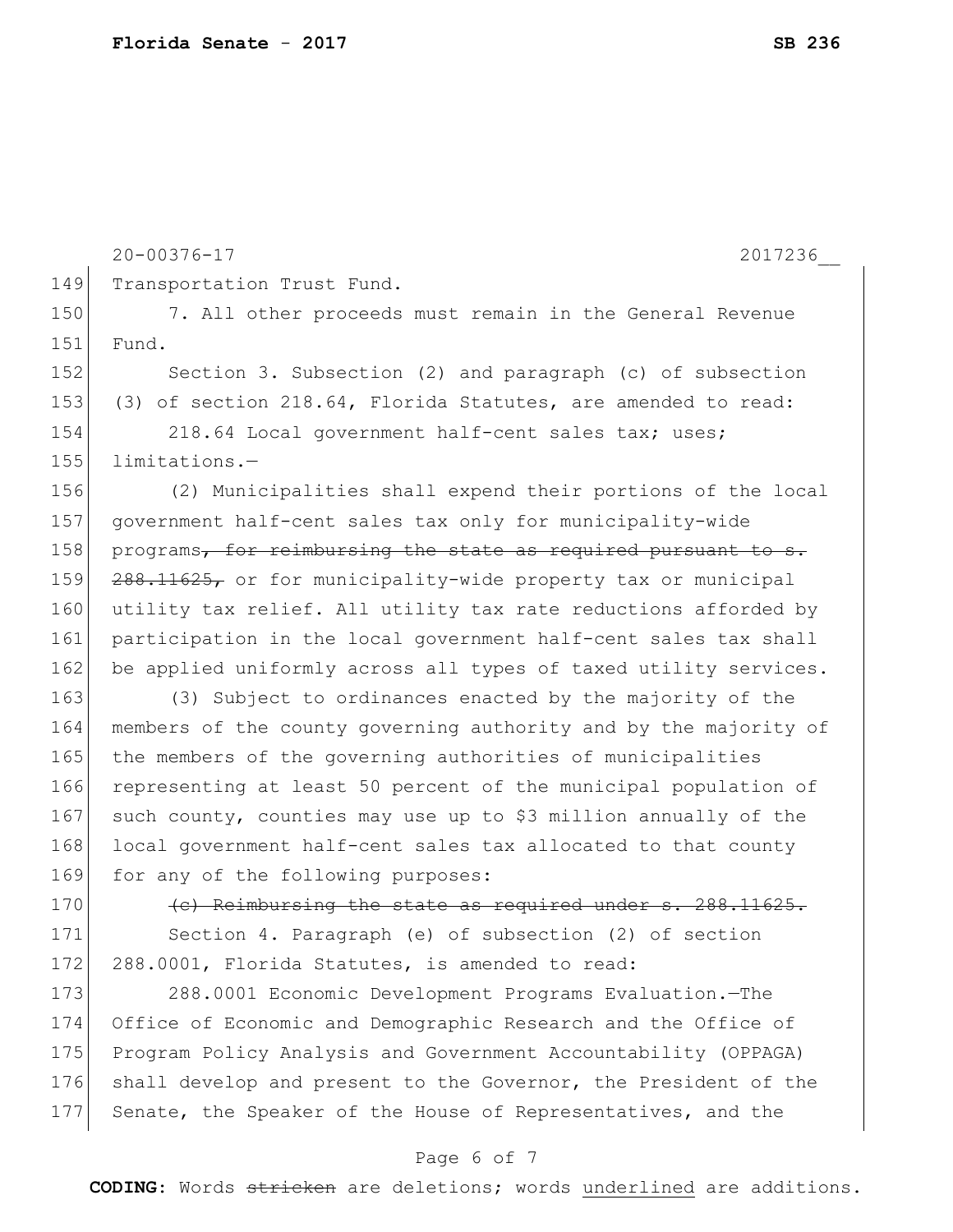20-00376-17 2017236__

149 Transportation Trust Fund.

150 7. All other proceeds must remain in the General Revenue
151 Fund.

152 Section 3. Subsection (2) and paragraph (c) of subsection
153 (3) of section 218.64, Florida Statutes, are amended to read:

154 218.64 Local government half-cent sales tax; uses;
155 limitations.—

156 (2) Municipalities shall expend their portions of the local
157 government half-cent sales tax only for municipality-wide
158 programs~~, for reimbursing the state as required pursuant to s.~~
159 ~~288.11625,~~ or for municipality-wide property tax or municipal
160 utility tax relief. All utility tax rate reductions afforded by
161 participation in the local government half-cent sales tax shall
162 be applied uniformly across all types of taxed utility services.

163 (3) Subject to ordinances enacted by the majority of the
164 members of the county governing authority and by the majority of
165 the members of the governing authorities of municipalities
166 representing at least 50 percent of the municipal population of
167 such county, counties may use up to \$3 million annually of the
168 local government half-cent sales tax allocated to that county
169 for any of the following purposes:

170 ~~(c) Reimbursing the state as required under s. 288.11625.~~

171 Section 4. Paragraph (e) of subsection (2) of section
172 288.0001, Florida Statutes, is amended to read:

173 288.0001 Economic Development Programs Evaluation.—The
174 Office of Economic and Demographic Research and the Office of
175 Program Policy Analysis and Government Accountability (OPPAGA)
176 shall develop and present to the Governor, the President of the
177 Senate, the Speaker of the House of Representatives, and the

**CODING:** Words ~~stricken~~ are deletions; words <u>underlined</u> are additions.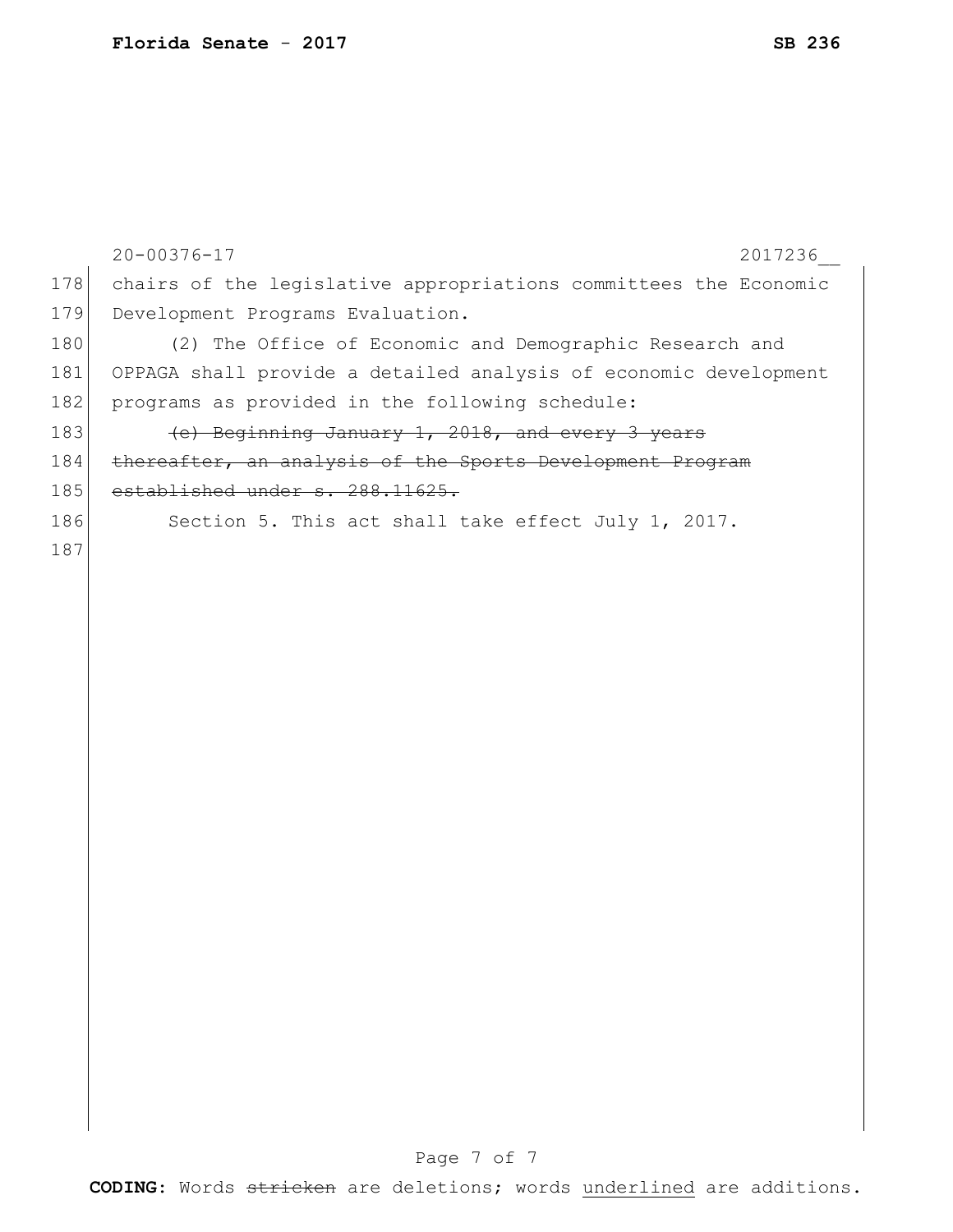chairs of the legislative appropriations committees the Economic Development Programs Evaluation.

(2) The Office of Economic and Demographic Research and OPPAGA shall provide a detailed analysis of economic development programs as provided in the following schedule:

~~(e) Beginning January 1, 2018, and every 3 years thereafter, an analysis of the Sports Development Program established under s. 288.11625.~~

Section 5. This act shall take effect July 1, 2017.

**CODING:** Words ~~stricken~~ are deletions; words <u>underlined</u> are additions.